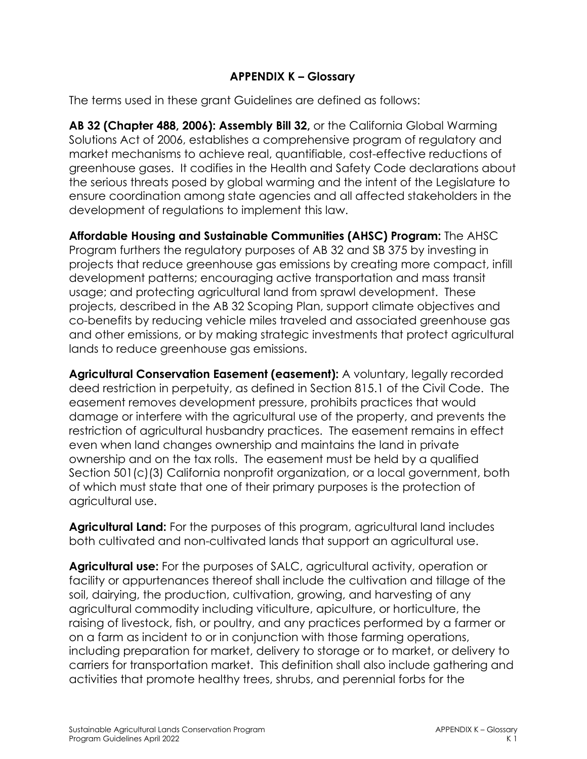# APPENDIX K – Glossary

The terms used in these grant Guidelines are defined as follows:

**AB 32 (Chapter 488, 2006): Assembly Bill 32,** or the California Global Warming Solutions Act of 2006, establishes a comprehensive program of regulatory and market mechanisms to achieve real, quantifiable, cost-effective reductions of greenhouse gases. It codifies in the Health and Safety Code declarations about the serious threats posed by global warming and the intent of the Legislature to ensure coordination among state agencies and all affected stakeholders in the development of regulations to implement this law.

**Affordable Housing and Sustainable Communities (AHSC) Program:** The AHSC Program furthers the regulatory purposes of AB 32 and SB 375 by investing in projects that reduce greenhouse gas emissions by creating more compact, infill development patterns; encouraging active transportation and mass transit usage; and protecting agricultural land from sprawl development. These projects, described in the AB 32 Scoping Plan, support climate objectives and co-benefits by reducing vehicle miles traveled and associated greenhouse gas and other emissions, or by making strategic investments that protect agricultural lands to reduce greenhouse gas emissions.

**Agricultural Conservation Easement (easement):** A voluntary, legally recorded deed restriction in perpetuity, as defined in Section 815.1 of the Civil Code. The easement removes development pressure, prohibits practices that would damage or interfere with the agricultural use of the property, and prevents the restriction of agricultural husbandry practices. The easement remains in effect even when land changes ownership and maintains the land in private ownership and on the tax rolls. The easement must be held by a qualified Section 501(c)(3) California nonprofit organization, or a local government, both of which must state that one of their primary purposes is the protection of agricultural use.

**Agricultural Land:** For the purposes of this program, agricultural land includes both cultivated and non-cultivated lands that support an agricultural use.

**Agricultural use:** For the purposes of SALC, agricultural activity, operation or facility or appurtenances thereof shall include the cultivation and tillage of the soil, dairying, the production, cultivation, growing, and harvesting of any agricultural commodity including viticulture, apiculture, or horticulture, the raising of livestock, fish, or poultry, and any practices performed by a farmer or on a farm as incident to or in conjunction with those farming operations, including preparation for market, delivery to storage or to market, or delivery to carriers for transportation market. This definition shall also include gathering and activities that promote healthy trees, shrubs, and perennial forbs for the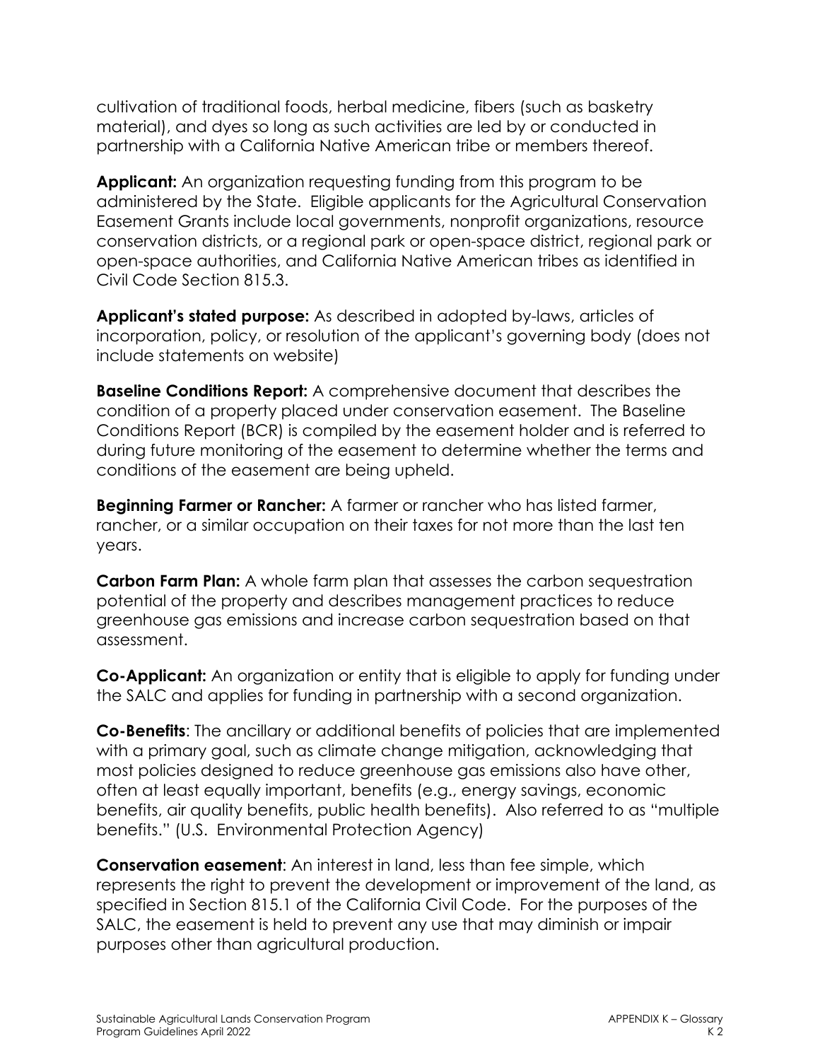cultivation of traditional foods, herbal medicine, fibers (such as basketry material), and dyes so long as such activities are led by or conducted in partnership with a California Native American tribe or members thereof.

**Applicant:** An organization requesting funding from this program to be administered by the State. Eligible applicants for the Agricultural Conservation Easement Grants include local governments, nonprofit organizations, resource conservation districts, or a regional park or open-space district, regional park or open-space authorities, and California Native American tribes as identified in Civil Code Section 815.3.

**Applicant's stated purpose:** As described in adopted by-laws, articles of incorporation, policy, or resolution of the applicant's governing body (does not include statements on website)

**Baseline Conditions Report:** A comprehensive document that describes the condition of a property placed under conservation easement. The Baseline Conditions Report (BCR) is compiled by the easement holder and is referred to during future monitoring of the easement to determine whether the terms and conditions of the easement are being upheld.

**Beginning Farmer or Rancher:** A farmer or rancher who has listed farmer, rancher, or a similar occupation on their taxes for not more than the last ten years.

**Carbon Farm Plan:** A whole farm plan that assesses the carbon sequestration potential of the property and describes management practices to reduce greenhouse gas emissions and increase carbon sequestration based on that assessment.

**Co-Applicant:** An organization or entity that is eligible to apply for funding under the SALC and applies for funding in partnership with a second organization.

**Co-Benefits**: The ancillary or additional benefits of policies that are implemented with a primary goal, such as climate change mitigation, acknowledging that most policies designed to reduce greenhouse gas emissions also have other, often at least equally important, benefits (e.g., energy savings, economic benefits, air quality benefits, public health benefits). Also referred to as "multiple benefits." (U.S. Environmental Protection Agency)

**Conservation easement**: An interest in land, less than fee simple, which represents the right to prevent the development or improvement of the land, as specified in Section 815.1 of the California Civil Code. For the purposes of the SALC, the easement is held to prevent any use that may diminish or impair purposes other than agricultural production.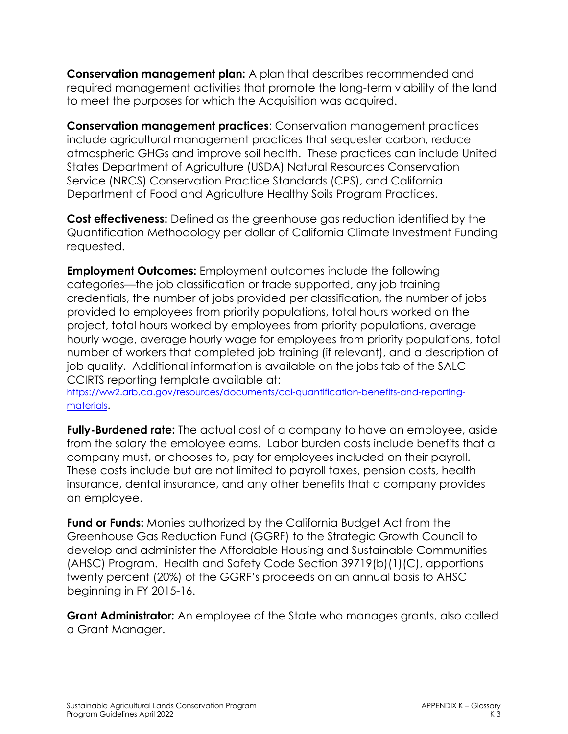**Conservation management plan:** A plan that describes recommended and required management activities that promote the long-term viability of the land to meet the purposes for which the Acquisition was acquired.

**Conservation management practices**: Conservation management practices include agricultural management practices that sequester carbon, reduce atmospheric GHGs and improve soil health. These practices can include United States Department of Agriculture (USDA) Natural Resources Conservation Service (NRCS) Conservation Practice Standards (CPS), and California Department of Food and Agriculture Healthy Soils Program Practices.

**Cost effectiveness:** Defined as the greenhouse gas reduction identified by the Quantification Methodology per dollar of California Climate Investment Funding requested.

**Employment Outcomes:** Employment outcomes include the following categories—the job classification or trade supported, any job training credentials, the number of jobs provided per classification, the number of jobs provided to employees from priority populations, total hours worked on the project, total hours worked by employees from priority populations, average hourly wage, average hourly wage for employees from priority populations, total number of workers that completed job training (if relevant), and a description of job quality. Additional information is available on the jobs tab of the SALC CCIRTS reporting template available at: https://ww2.arb.ca.gov/resources/documents/cci-quantification-benefits-and-reporting-materials.

**Fully-Burdened rate:** The actual cost of a company to have an employee, aside from the salary the employee earns. Labor burden costs include benefits that a company must, or chooses to, pay for employees included on their payroll. These costs include but are not limited to payroll taxes, pension costs, health insurance, dental insurance, and any other benefits that a company provides an employee.

**Fund or Funds:** Monies authorized by the California Budget Act from the Greenhouse Gas Reduction Fund (GGRF) to the Strategic Growth Council to develop and administer the Affordable Housing and Sustainable Communities (AHSC) Program. Health and Safety Code Section 39719(b)(1)(C), apportions twenty percent (20%) of the GGRF's proceeds on an annual basis to AHSC beginning in FY 2015-16.

**Grant Administrator:** An employee of the State who manages grants, also called a Grant Manager.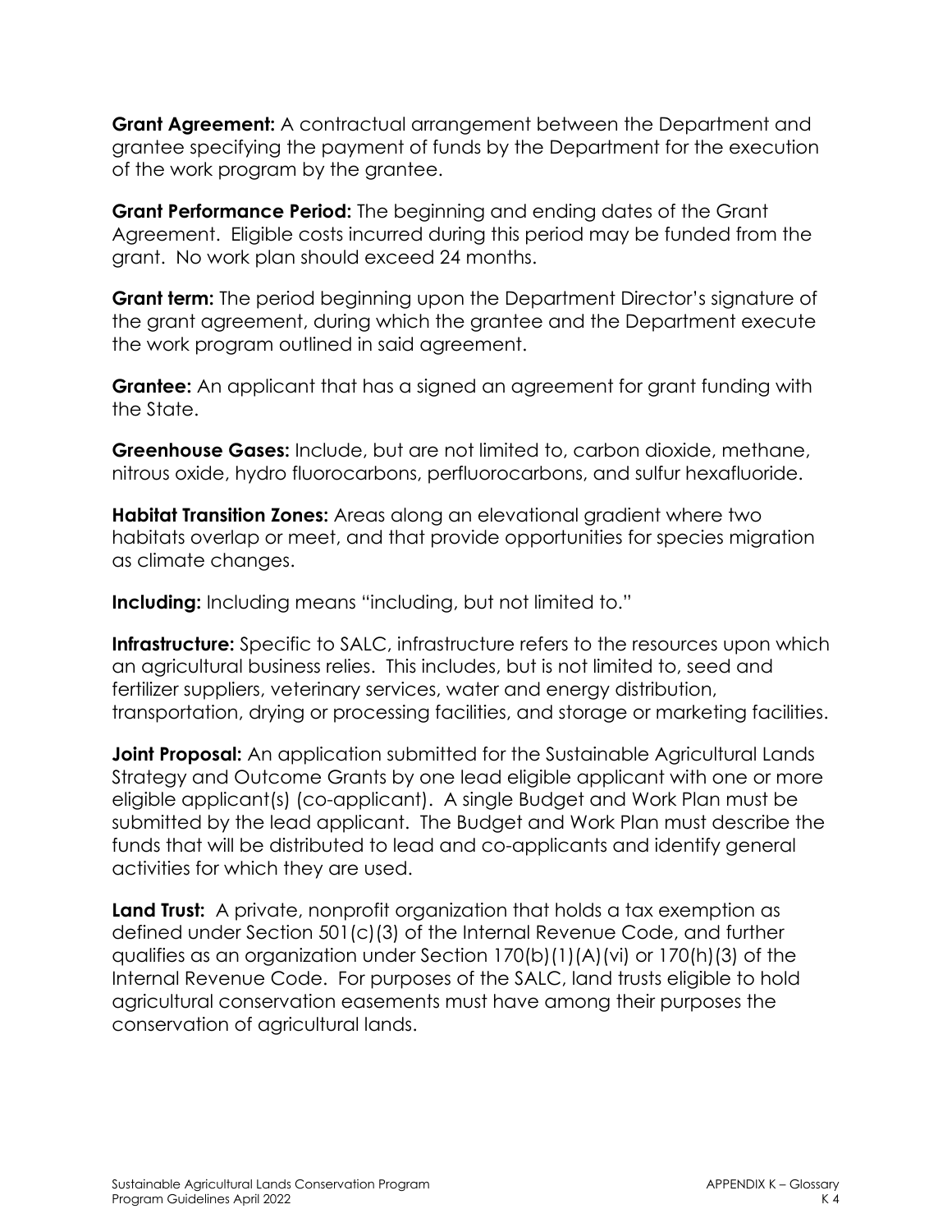**Grant Agreement:** A contractual arrangement between the Department and grantee specifying the payment of funds by the Department for the execution of the work program by the grantee.

**Grant Performance Period:** The beginning and ending dates of the Grant Agreement. Eligible costs incurred during this period may be funded from the grant. No work plan should exceed 24 months.

**Grant term:** The period beginning upon the Department Director's signature of the grant agreement, during which the grantee and the Department execute the work program outlined in said agreement.

**Grantee:** An applicant that has a signed an agreement for grant funding with the State.

**Greenhouse Gases:** Include, but are not limited to, carbon dioxide, methane, nitrous oxide, hydro fluorocarbons, perfluorocarbons, and sulfur hexafluoride.

**Habitat Transition Zones:** Areas along an elevational gradient where two habitats overlap or meet, and that provide opportunities for species migration as climate changes.

**Including:** Including means "including, but not limited to."

**Infrastructure:** Specific to SALC, infrastructure refers to the resources upon which an agricultural business relies. This includes, but is not limited to, seed and fertilizer suppliers, veterinary services, water and energy distribution, transportation, drying or processing facilities, and storage or marketing facilities.

**Joint Proposal:** An application submitted for the Sustainable Agricultural Lands Strategy and Outcome Grants by one lead eligible applicant with one or more eligible applicant(s) (co-applicant). A single Budget and Work Plan must be submitted by the lead applicant. The Budget and Work Plan must describe the funds that will be distributed to lead and co-applicants and identify general activities for which they are used.

**Land Trust:** A private, nonprofit organization that holds a tax exemption as defined under Section 501(c)(3) of the Internal Revenue Code, and further qualifies as an organization under Section 170(b)(1)(A)(vi) or 170(h)(3) of the Internal Revenue Code. For purposes of the SALC, land trusts eligible to hold agricultural conservation easements must have among their purposes the conservation of agricultural lands.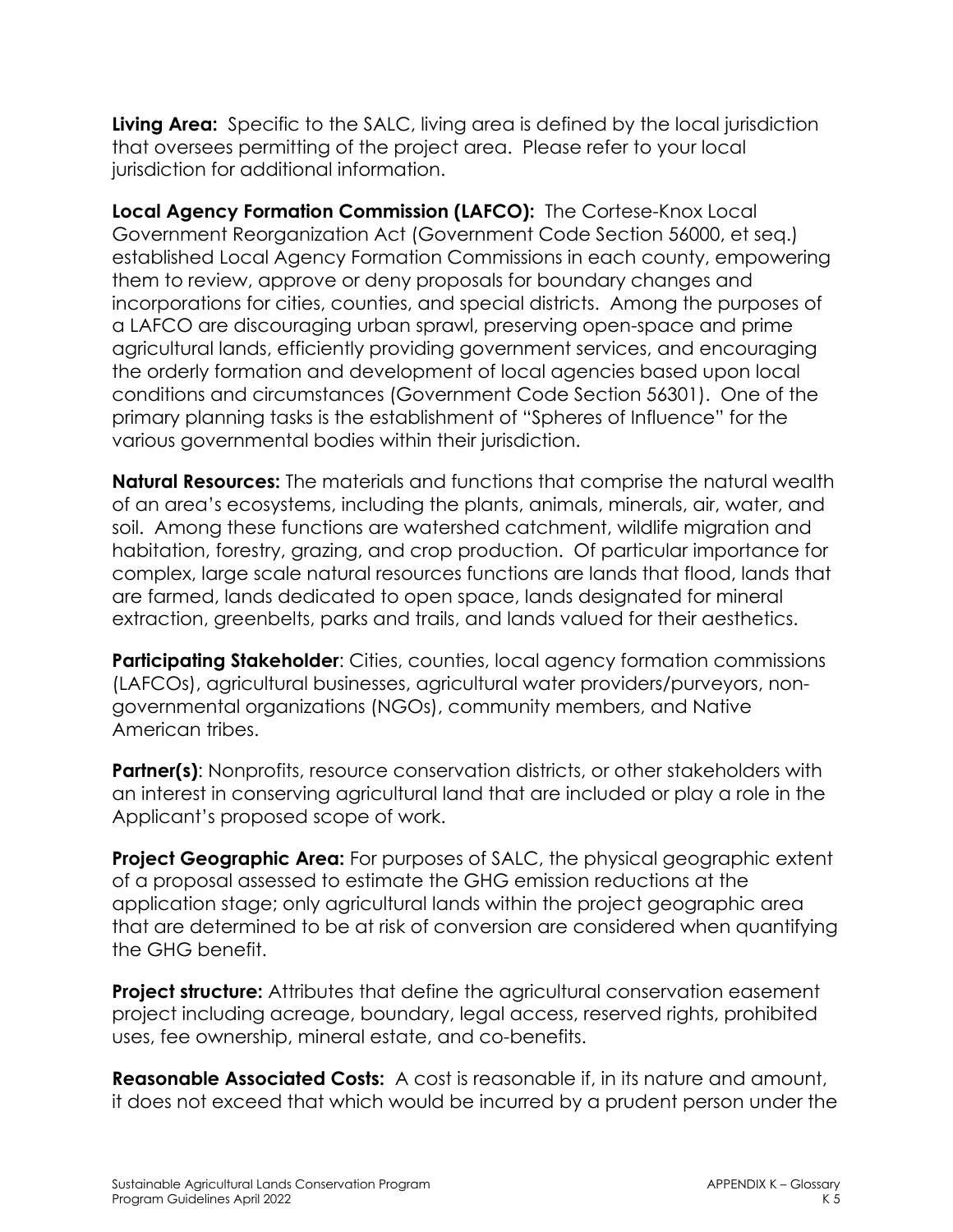**Living Area:** Specific to the SALC, living area is defined by the local jurisdiction that oversees permitting of the project area. Please refer to your local jurisdiction for additional information.

**Local Agency Formation Commission (LAFCO):** The Cortese-Knox Local Government Reorganization Act (Government Code Section 56000, et seq.) established Local Agency Formation Commissions in each county, empowering them to review, approve or deny proposals for boundary changes and incorporations for cities, counties, and special districts. Among the purposes of a LAFCO are discouraging urban sprawl, preserving open-space and prime agricultural lands, efficiently providing government services, and encouraging the orderly formation and development of local agencies based upon local conditions and circumstances (Government Code Section 56301). One of the primary planning tasks is the establishment of "Spheres of Influence" for the various governmental bodies within their jurisdiction.

**Natural Resources:** The materials and functions that comprise the natural wealth of an area's ecosystems, including the plants, animals, minerals, air, water, and soil. Among these functions are watershed catchment, wildlife migration and habitation, forestry, grazing, and crop production. Of particular importance for complex, large scale natural resources functions are lands that flood, lands that are farmed, lands dedicated to open space, lands designated for mineral extraction, greenbelts, parks and trails, and lands valued for their aesthetics.

**Participating Stakeholder**: Cities, counties, local agency formation commissions (LAFCOs), agricultural businesses, agricultural water providers/purveyors, non-governmental organizations (NGOs), community members, and Native American tribes.

**Partner(s)**: Nonprofits, resource conservation districts, or other stakeholders with an interest in conserving agricultural land that are included or play a role in the Applicant's proposed scope of work.

**Project Geographic Area:** For purposes of SALC, the physical geographic extent of a proposal assessed to estimate the GHG emission reductions at the application stage; only agricultural lands within the project geographic area that are determined to be at risk of conversion are considered when quantifying the GHG benefit.

**Project structure:** Attributes that define the agricultural conservation easement project including acreage, boundary, legal access, reserved rights, prohibited uses, fee ownership, mineral estate, and co-benefits.

**Reasonable Associated Costs:** A cost is reasonable if, in its nature and amount, it does not exceed that which would be incurred by a prudent person under the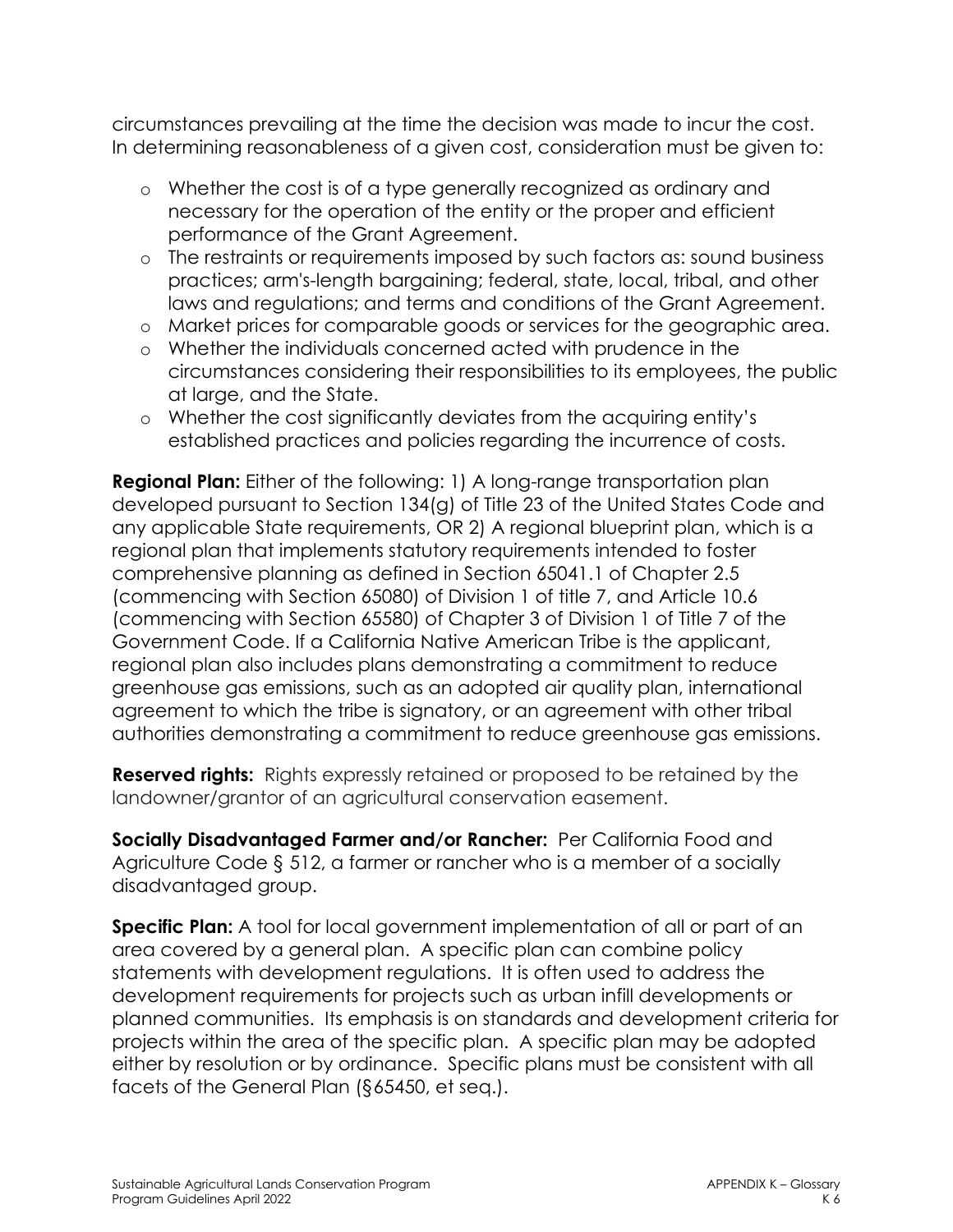circumstances prevailing at the time the decision was made to incur the cost. In determining reasonableness of a given cost, consideration must be given to:

- Whether the cost is of a type generally recognized as ordinary and necessary for the operation of the entity or the proper and efficient performance of the Grant Agreement.
- The restraints or requirements imposed by such factors as: sound business practices; arm's-length bargaining; federal, state, local, tribal, and other laws and regulations; and terms and conditions of the Grant Agreement.
- Market prices for comparable goods or services for the geographic area.
- Whether the individuals concerned acted with prudence in the circumstances considering their responsibilities to its employees, the public at large, and the State.
- Whether the cost significantly deviates from the acquiring entity's established practices and policies regarding the incurrence of costs.

**Regional Plan:** Either of the following: 1) A long-range transportation plan developed pursuant to Section 134(g) of Title 23 of the United States Code and any applicable State requirements, OR 2) A regional blueprint plan, which is a regional plan that implements statutory requirements intended to foster comprehensive planning as defined in Section 65041.1 of Chapter 2.5 (commencing with Section 65080) of Division 1 of title 7, and Article 10.6 (commencing with Section 65580) of Chapter 3 of Division 1 of Title 7 of the Government Code. If a California Native American Tribe is the applicant, regional plan also includes plans demonstrating a commitment to reduce greenhouse gas emissions, such as an adopted air quality plan, international agreement to which the tribe is signatory, or an agreement with other tribal authorities demonstrating a commitment to reduce greenhouse gas emissions.

**Reserved rights:** Rights expressly retained or proposed to be retained by the landowner/grantor of an agricultural conservation easement.

**Socially Disadvantaged Farmer and/or Rancher:** Per California Food and Agriculture Code § 512, a farmer or rancher who is a member of a socially disadvantaged group.

**Specific Plan:** A tool for local government implementation of all or part of an area covered by a general plan. A specific plan can combine policy statements with development regulations. It is often used to address the development requirements for projects such as urban infill developments or planned communities. Its emphasis is on standards and development criteria for projects within the area of the specific plan. A specific plan may be adopted either by resolution or by ordinance. Specific plans must be consistent with all facets of the General Plan (§65450, et seq.).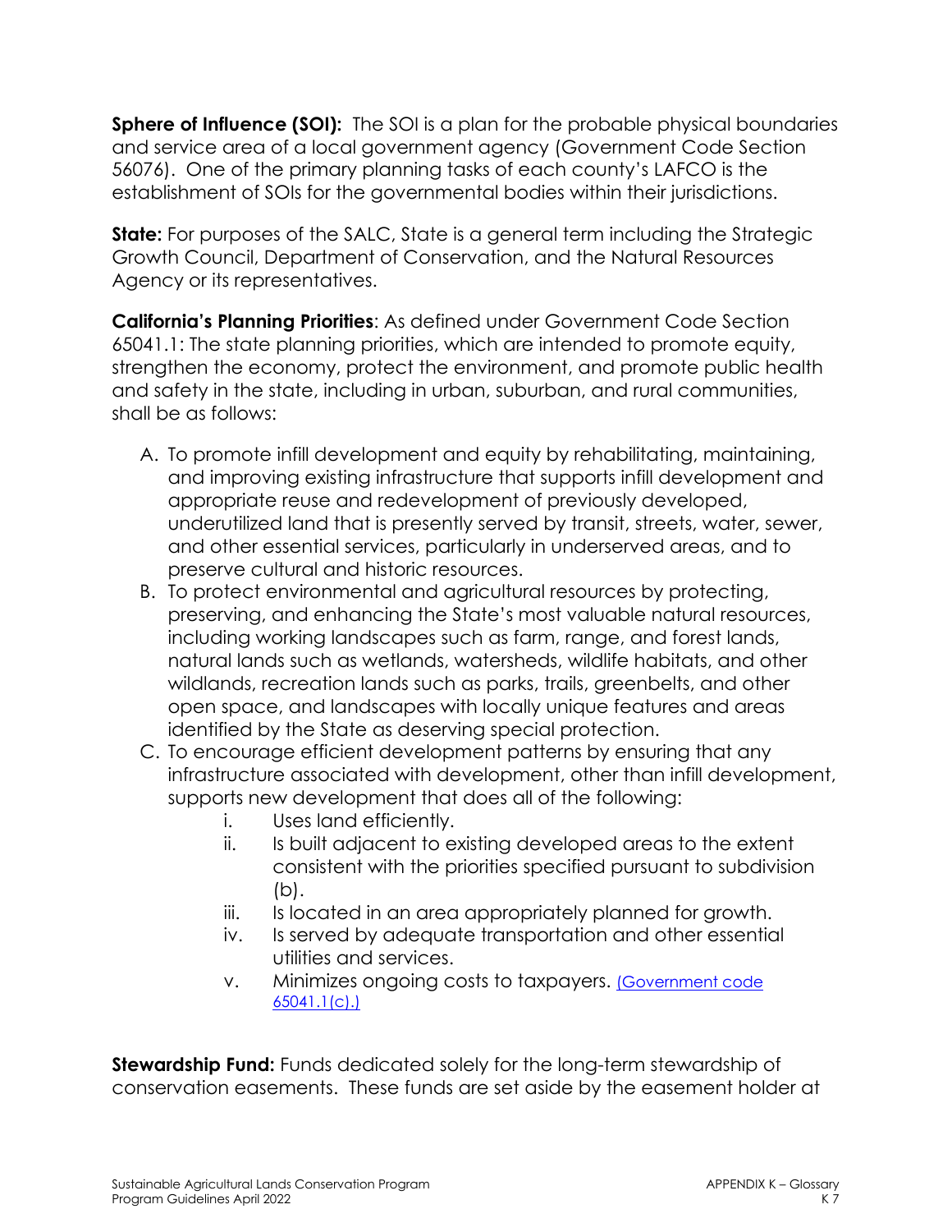**Sphere of Influence (SOI):** The SOI is a plan for the probable physical boundaries and service area of a local government agency (Government Code Section 56076). One of the primary planning tasks of each county's LAFCO is the establishment of SOIs for the governmental bodies within their jurisdictions.

**State:** For purposes of the SALC, State is a general term including the Strategic Growth Council, Department of Conservation, and the Natural Resources Agency or its representatives.

**California's Planning Priorities**: As defined under Government Code Section 65041.1: The state planning priorities, which are intended to promote equity, strengthen the economy, protect the environment, and promote public health and safety in the state, including in urban, suburban, and rural communities, shall be as follows:

A. To promote infill development and equity by rehabilitating, maintaining, and improving existing infrastructure that supports infill development and appropriate reuse and redevelopment of previously developed, underutilized land that is presently served by transit, streets, water, sewer, and other essential services, particularly in underserved areas, and to preserve cultural and historic resources.
B. To protect environmental and agricultural resources by protecting, preserving, and enhancing the State's most valuable natural resources, including working landscapes such as farm, range, and forest lands, natural lands such as wetlands, watersheds, wildlife habitats, and other wildlands, recreation lands such as parks, trails, greenbelts, and other open space, and landscapes with locally unique features and areas identified by the State as deserving special protection.
C. To encourage efficient development patterns by ensuring that any infrastructure associated with development, other than infill development, supports new development that does all of the following:
    i. Uses land efficiently.
    ii. Is built adjacent to existing developed areas to the extent consistent with the priorities specified pursuant to subdivision (b).
    iii. Is located in an area appropriately planned for growth.
    iv. Is served by adequate transportation and other essential utilities and services.
    v. Minimizes ongoing costs to taxpayers. (Government code 65041.1(c).)

**Stewardship Fund:** Funds dedicated solely for the long-term stewardship of conservation easements. These funds are set aside by the easement holder at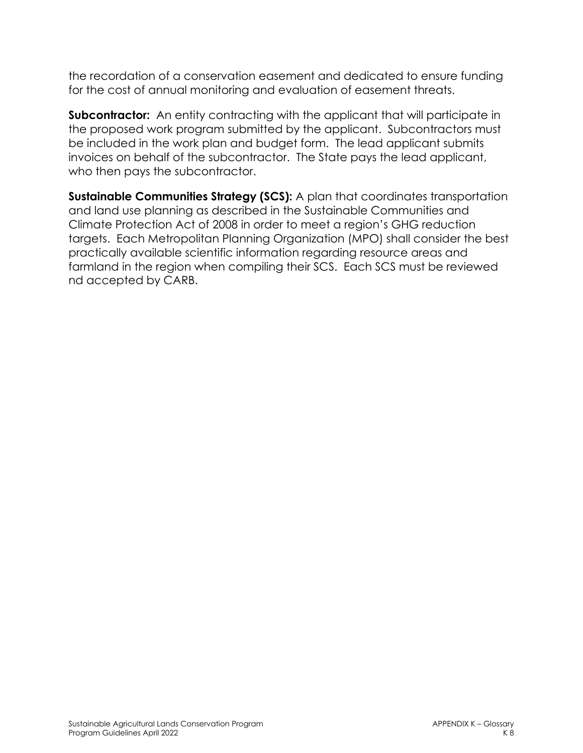the recordation of a conservation easement and dedicated to ensure funding for the cost of annual monitoring and evaluation of easement threats.

**Subcontractor:** An entity contracting with the applicant that will participate in the proposed work program submitted by the applicant. Subcontractors must be included in the work plan and budget form. The lead applicant submits invoices on behalf of the subcontractor. The State pays the lead applicant, who then pays the subcontractor.

**Sustainable Communities Strategy (SCS):** A plan that coordinates transportation and land use planning as described in the Sustainable Communities and Climate Protection Act of 2008 in order to meet a region's GHG reduction targets. Each Metropolitan Planning Organization (MPO) shall consider the best practically available scientific information regarding resource areas and farmland in the region when compiling their SCS. Each SCS must be reviewed nd accepted by CARB.